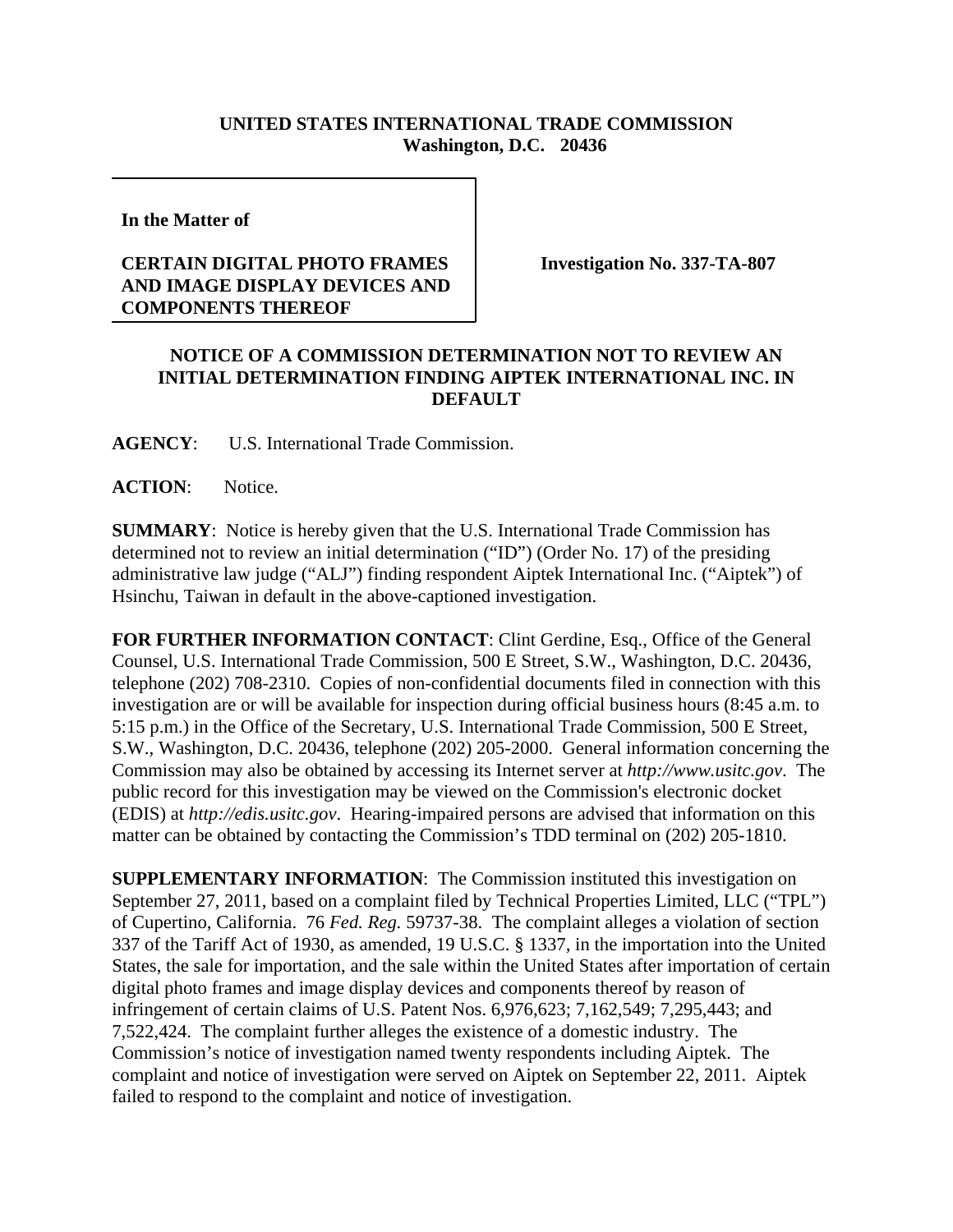**UNITED STATES INTERNATIONAL TRADE COMMISSION**
**Washington, D.C. 20436**

**In the Matter of**

**CERTAIN DIGITAL PHOTO FRAMES AND IMAGE DISPLAY DEVICES AND COMPONENTS THEREOF**

**Investigation No. 337-TA-807**

**NOTICE OF A COMMISSION DETERMINATION NOT TO REVIEW AN INITIAL DETERMINATION FINDING AIPTEK INTERNATIONAL INC. IN DEFAULT**

**AGENCY**: U.S. International Trade Commission.

**ACTION**: Notice.

**SUMMARY**: Notice is hereby given that the U.S. International Trade Commission has determined not to review an initial determination ("ID") (Order No. 17) of the presiding administrative law judge ("ALJ") finding respondent Aiptek International Inc. ("Aiptek") of Hsinchu, Taiwan in default in the above-captioned investigation.

**FOR FURTHER INFORMATION CONTACT**: Clint Gerdine, Esq., Office of the General Counsel, U.S. International Trade Commission, 500 E Street, S.W., Washington, D.C. 20436, telephone (202) 708-2310. Copies of non-confidential documents filed in connection with this investigation are or will be available for inspection during official business hours (8:45 a.m. to 5:15 p.m.) in the Office of the Secretary, U.S. International Trade Commission, 500 E Street, S.W., Washington, D.C. 20436, telephone (202) 205-2000. General information concerning the Commission may also be obtained by accessing its Internet server at *http://www.usitc.gov*. The public record for this investigation may be viewed on the Commission's electronic docket (EDIS) at *http://edis.usitc.gov*. Hearing-impaired persons are advised that information on this matter can be obtained by contacting the Commission's TDD terminal on (202) 205-1810.

**SUPPLEMENTARY INFORMATION**: The Commission instituted this investigation on September 27, 2011, based on a complaint filed by Technical Properties Limited, LLC ("TPL") of Cupertino, California. 76 *Fed. Reg.* 59737-38. The complaint alleges a violation of section 337 of the Tariff Act of 1930, as amended, 19 U.S.C. § 1337, in the importation into the United States, the sale for importation, and the sale within the United States after importation of certain digital photo frames and image display devices and components thereof by reason of infringement of certain claims of U.S. Patent Nos. 6,976,623; 7,162,549; 7,295,443; and 7,522,424. The complaint further alleges the existence of a domestic industry. The Commission's notice of investigation named twenty respondents including Aiptek. The complaint and notice of investigation were served on Aiptek on September 22, 2011. Aiptek failed to respond to the complaint and notice of investigation.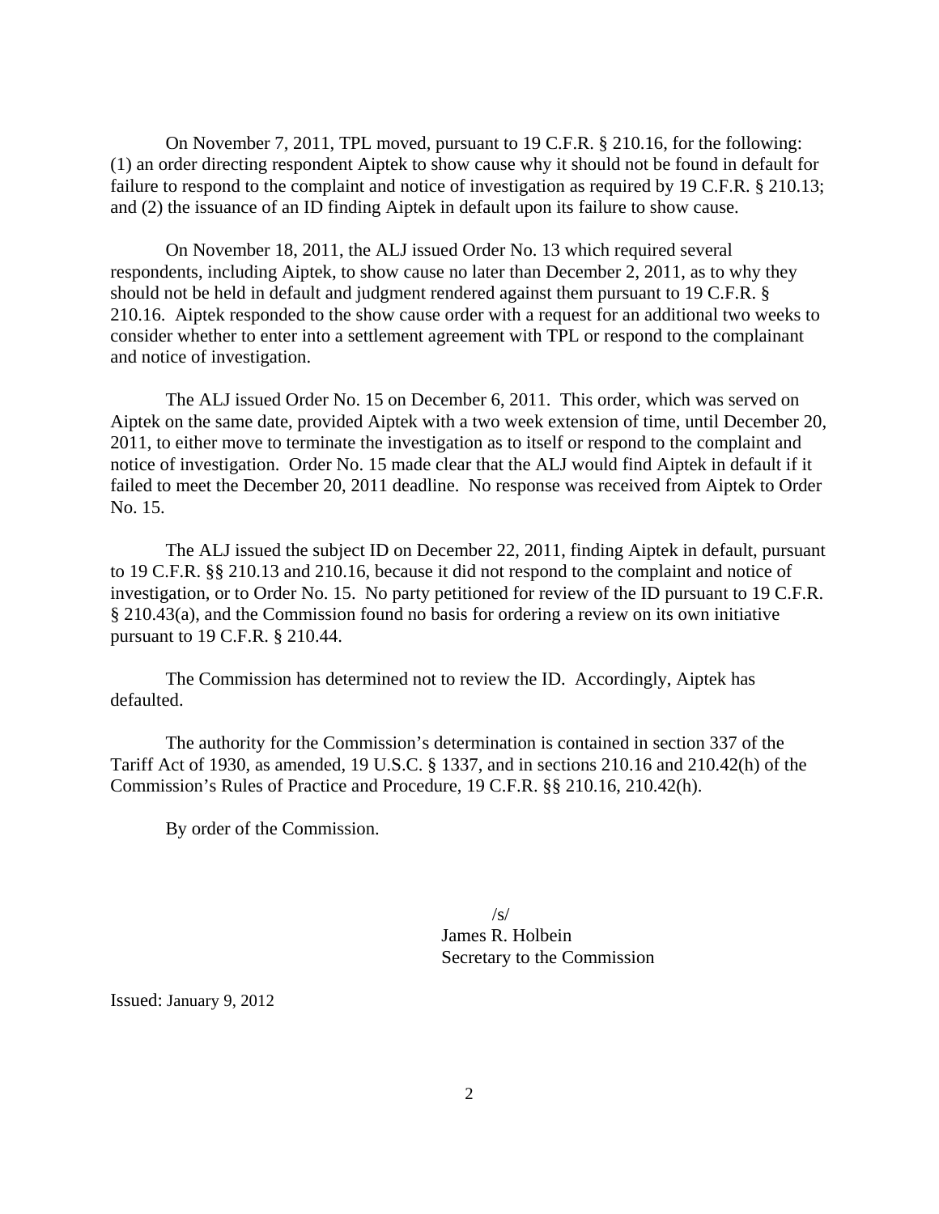On November 7, 2011, TPL moved, pursuant to 19 C.F.R. § 210.16, for the following: (1) an order directing respondent Aiptek to show cause why it should not be found in default for failure to respond to the complaint and notice of investigation as required by 19 C.F.R. § 210.13; and (2) the issuance of an ID finding Aiptek in default upon its failure to show cause.

On November 18, 2011, the ALJ issued Order No. 13 which required several respondents, including Aiptek, to show cause no later than December 2, 2011, as to why they should not be held in default and judgment rendered against them pursuant to 19 C.F.R. § 210.16. Aiptek responded to the show cause order with a request for an additional two weeks to consider whether to enter into a settlement agreement with TPL or respond to the complainant and notice of investigation.

The ALJ issued Order No. 15 on December 6, 2011. This order, which was served on Aiptek on the same date, provided Aiptek with a two week extension of time, until December 20, 2011, to either move to terminate the investigation as to itself or respond to the complaint and notice of investigation. Order No. 15 made clear that the ALJ would find Aiptek in default if it failed to meet the December 20, 2011 deadline. No response was received from Aiptek to Order No. 15.

The ALJ issued the subject ID on December 22, 2011, finding Aiptek in default, pursuant to 19 C.F.R. §§ 210.13 and 210.16, because it did not respond to the complaint and notice of investigation, or to Order No. 15. No party petitioned for review of the ID pursuant to 19 C.F.R. § 210.43(a), and the Commission found no basis for ordering a review on its own initiative pursuant to 19 C.F.R. § 210.44.

The Commission has determined not to review the ID. Accordingly, Aiptek has defaulted.

The authority for the Commission's determination is contained in section 337 of the Tariff Act of 1930, as amended, 19 U.S.C. § 1337, and in sections 210.16 and 210.42(h) of the Commission's Rules of Practice and Procedure, 19 C.F.R. §§ 210.16, 210.42(h).

By order of the Commission.

/s/
James R. Holbein
Secretary to the Commission

Issued: January 9, 2012